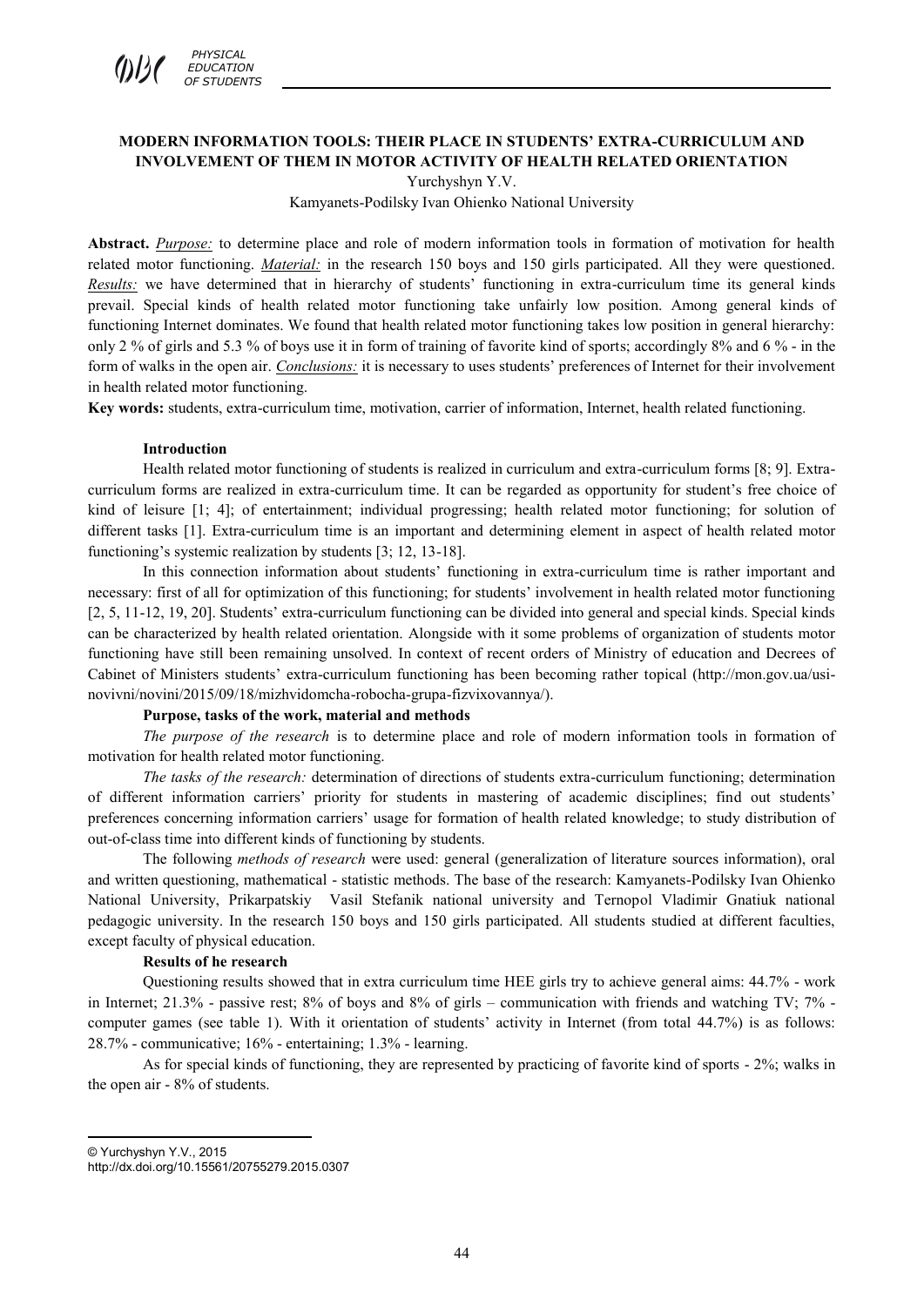# MODERN INFORMATION TOOLS: THEIR PLACE IN STUDENTS' EXTRA-CURRICULUM AND INVOLVEMENT OF THEM IN MOTOR ACTIVITY OF HEALTH RELATED ORIENTATION

Yurchyshyn Y.V.

Kamyanets-Podilsky Ivan Ohienko National University

**Abstract.** *Purpose:* to determine place and role of modern information tools in formation of motivation for health related motor functioning. *Material:* in the research 150 boys and 150 girls participated. All they were questioned. *Results:* we have determined that in hierarchy of students' functioning in extra-curriculum time its general kinds prevail. Special kinds of health related motor functioning take unfairly low position. Among general kinds of functioning Internet dominates. We found that health related motor functioning takes low position in general hierarchy: only 2 % of girls and 5.3 % of boys use it in form of training of favorite kind of sports; accordingly 8% and 6 % - in the form of walks in the open air. *Conclusions:* it is necessary to uses students' preferences of Internet for their involvement in health related motor functioning.

**Key words:** students, extra-curriculum time, motivation, carrier of information, Internet, health related functioning.

## Introduction

Health related motor functioning of students is realized in curriculum and extra-curriculum forms [8; 9]. Extra-curriculum forms are realized in extra-curriculum time. It can be regarded as opportunity for student's free choice of kind of leisure [1; 4]; of entertainment; individual progressing; health related motor functioning; for solution of different tasks [1]. Extra-curriculum time is an important and determining element in aspect of health related motor functioning's systemic realization by students [3; 12, 13-18].

In this connection information about students' functioning in extra-curriculum time is rather important and necessary: first of all for optimization of this functioning; for students' involvement in health related motor functioning [2, 5, 11-12, 19, 20]. Students' extra-curriculum functioning can be divided into general and special kinds. Special kinds can be characterized by health related orientation. Alongside with it some problems of organization of students motor functioning have still been remaining unsolved. In context of recent orders of Ministry of education and Decrees of Cabinet of Ministers students' extra-curriculum functioning has been becoming rather topical (http://mon.gov.ua/usi-novivni/novini/2015/09/18/mizhvidomcha-robocha-grupa-fizvixovannya/).

## Purpose, tasks of the work, material and methods

*The purpose of the research* is to determine place and role of modern information tools in formation of motivation for health related motor functioning.

*The tasks of the research:* determination of directions of students extra-curriculum functioning; determination of different information carriers' priority for students in mastering of academic disciplines; find out students' preferences concerning information carriers' usage for formation of health related knowledge; to study distribution of out-of-class time into different kinds of functioning by students.

The following *methods of research* were used: general (generalization of literature sources information), oral and written questioning, mathematical - statistic methods. The base of the research: Kamyanets-Podilsky Ivan Ohienko National University, Prikarpatskiy Vasil Stefanik national university and Ternopol Vladimir Gnatiuk national pedagogic university. In the research 150 boys and 150 girls participated. All students studied at different faculties, except faculty of physical education.

## Results of he research

Questioning results showed that in extra curriculum time HEE girls try to achieve general aims: 44.7% - work in Internet; 21.3% - passive rest; 8% of boys and 8% of girls – communication with friends and watching TV; 7% - computer games (see table 1). With it orientation of students' activity in Internet (from total 44.7%) is as follows: 28.7% - communicative; 16% - entertaining; 1.3% - learning.

As for special kinds of functioning, they are represented by practicing of favorite kind of sports - 2%; walks in the open air - 8% of students.

---

© Yurchyshyn Y.V., 2015

http://dx.doi.org/10.15561/20755279.2015.0307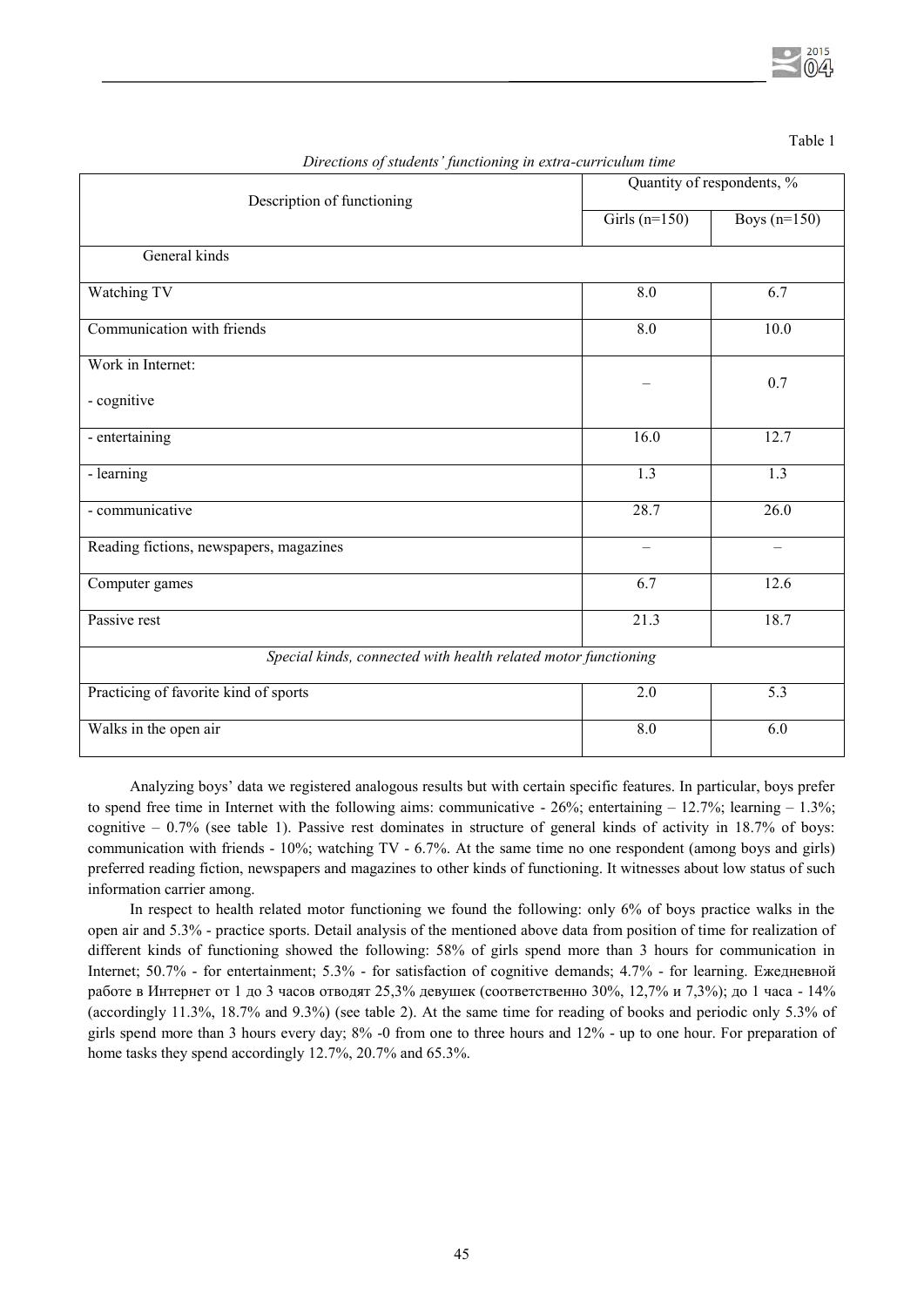Table 1

*Directions of students' functioning in extra-curriculum time*

| Description of functioning | Quantity of respondents, % | |
|---|---|---|
| | Girls (n=150) | Boys (n=150) |
| General kinds | | |
| Watching TV | 8.0 | 6.7 |
| Communication with friends | 8.0 | 10.0 |
| Work in Internet:<br>- cognitive | – | 0.7 |
| - entertaining | 16.0 | 12.7 |
| - learning | 1.3 | 1.3 |
| - communicative | 28.7 | 26.0 |
| Reading fictions, newspapers, magazines | – | – |
| Computer games | 6.7 | 12.6 |
| Passive rest | 21.3 | 18.7 |
| *Special kinds, connected with health related motor functioning* | | |
| Practicing of favorite kind of sports | 2.0 | 5.3 |
| Walks in the open air | 8.0 | 6.0 |

Analyzing boys' data we registered analogous results but with certain specific features. In particular, boys prefer to spend free time in Internet with the following aims: communicative - 26%; entertaining – 12.7%; learning – 1.3%; cognitive – 0.7% (see table 1). Passive rest dominates in structure of general kinds of activity in 18.7% of boys: communication with friends - 10%; watching TV - 6.7%. At the same time no one respondent (among boys and girls) preferred reading fiction, newspapers and magazines to other kinds of functioning. It witnesses about low status of such information carrier among.

In respect to health related motor functioning we found the following: only 6% of boys practice walks in the open air and 5.3% - practice sports. Detail analysis of the mentioned above data from position of time for realization of different kinds of functioning showed the following: 58% of girls spend more than 3 hours for communication in Internet; 50.7% - for entertainment; 5.3% - for satisfaction of cognitive demands; 4.7% - for learning. Ежедневной работе в Интернет от 1 до 3 часов отводят 25,3% девушек (соответственно 30%, 12,7% и 7,3%); до 1 часа - 14% (accordingly 11.3%, 18.7% and 9.3%) (see table 2). At the same time for reading of books and periodic only 5.3% of girls spend more than 3 hours every day; 8% -0 from one to three hours and 12% - up to one hour. For preparation of home tasks they spend accordingly 12.7%, 20.7% and 65.3%.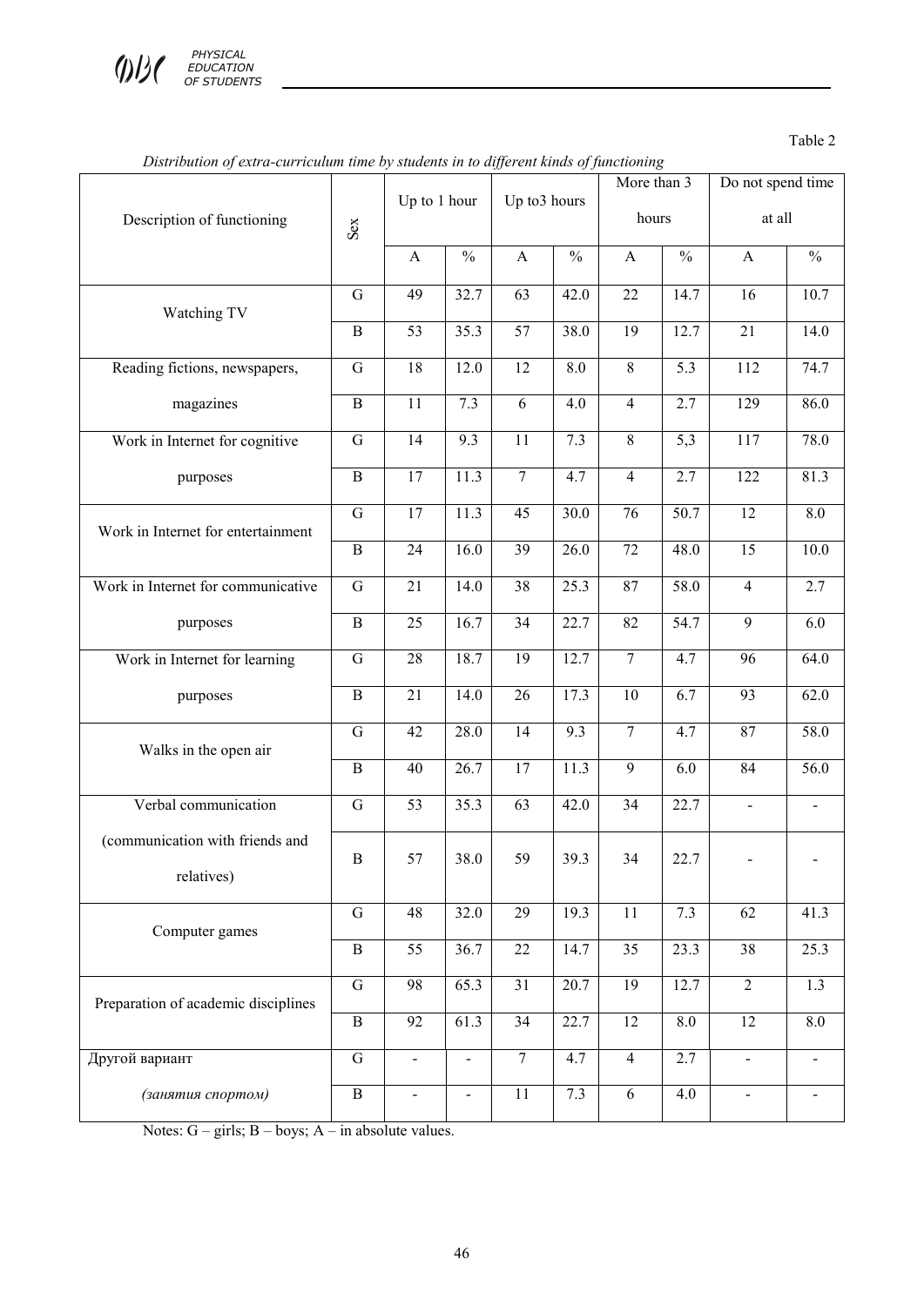Table 2

*Distribution of extra-curriculum time by students in to different kinds of functioning*

| Description of functioning | Sex | Up to 1 hour | | Up to3 hours | | More than 3 hours | | Do not spend time at all | |
|---|---|---|---|---|---|---|---|---|---|
| | | A | % | A | % | A | % | A | % |
| Watching TV | G | 49 | 32.7 | 63 | 42.0 | 22 | 14.7 | 16 | 10.7 |
| | B | 53 | 35.3 | 57 | 38.0 | 19 | 12.7 | 21 | 14.0 |
| Reading fictions, newspapers, magazines | G | 18 | 12.0 | 12 | 8.0 | 8 | 5.3 | 112 | 74.7 |
| | B | 11 | 7.3 | 6 | 4.0 | 4 | 2.7 | 129 | 86.0 |
| Work in Internet for cognitive purposes | G | 14 | 9.3 | 11 | 7.3 | 8 | 5,3 | 117 | 78.0 |
| | B | 17 | 11.3 | 7 | 4.7 | 4 | 2.7 | 122 | 81.3 |
| Work in Internet for entertainment | G | 17 | 11.3 | 45 | 30.0 | 76 | 50.7 | 12 | 8.0 |
| | B | 24 | 16.0 | 39 | 26.0 | 72 | 48.0 | 15 | 10.0 |
| Work in Internet for communicative purposes | G | 21 | 14.0 | 38 | 25.3 | 87 | 58.0 | 4 | 2.7 |
| | B | 25 | 16.7 | 34 | 22.7 | 82 | 54.7 | 9 | 6.0 |
| Work in Internet for learning purposes | G | 28 | 18.7 | 19 | 12.7 | 7 | 4.7 | 96 | 64.0 |
| | B | 21 | 14.0 | 26 | 17.3 | 10 | 6.7 | 93 | 62.0 |
| Walks in the open air | G | 42 | 28.0 | 14 | 9.3 | 7 | 4.7 | 87 | 58.0 |
| | B | 40 | 26.7 | 17 | 11.3 | 9 | 6.0 | 84 | 56.0 |
| Verbal communication (communication with friends and relatives) | G | 53 | 35.3 | 63 | 42.0 | 34 | 22.7 | - | - |
| | B | 57 | 38.0 | 59 | 39.3 | 34 | 22.7 | - | - |
| Computer games | G | 48 | 32.0 | 29 | 19.3 | 11 | 7.3 | 62 | 41.3 |
| | B | 55 | 36.7 | 22 | 14.7 | 35 | 23.3 | 38 | 25.3 |
| Preparation of academic disciplines | G | 98 | 65.3 | 31 | 20.7 | 19 | 12.7 | 2 | 1.3 |
| | B | 92 | 61.3 | 34 | 22.7 | 12 | 8.0 | 12 | 8.0 |
| Другой вариант *(занятия спортом)* | G | - | - | 7 | 4.7 | 4 | 2.7 | - | - |
| | B | - | - | 11 | 7.3 | 6 | 4.0 | - | - |

Notes: G – girls; B – boys; A – in absolute values.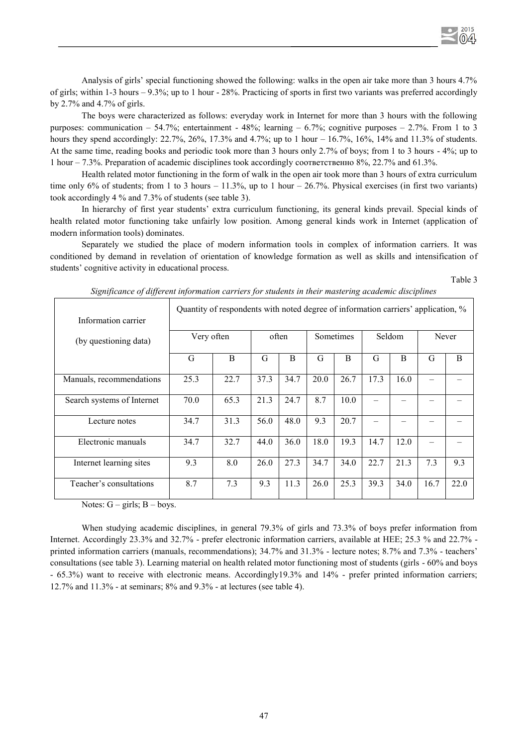Analysis of girls' special functioning showed the following: walks in the open air take more than 3 hours 4.7% of girls; within 1-3 hours – 9.3%; up to 1 hour - 28%. Practicing of sports in first two variants was preferred accordingly by 2.7% and 4.7% of girls.

The boys were characterized as follows: everyday work in Internet for more than 3 hours with the following purposes: communication – 54.7%; entertainment - 48%; learning – 6.7%; cognitive purposes – 2.7%. From 1 to 3 hours they spend accordingly: 22.7%, 26%, 17.3% and 4.7%; up to 1 hour – 16.7%, 16%, 14% and 11.3% of students. At the same time, reading books and periodic took more than 3 hours only 2.7% of boys; from 1 to 3 hours - 4%; up to 1 hour – 7.3%. Preparation of academic disciplines took accordingly соответственно 8%, 22.7% and 61.3%.

Health related motor functioning in the form of walk in the open air took more than 3 hours of extra curriculum time only 6% of students; from 1 to 3 hours – 11.3%, up to 1 hour – 26.7%. Physical exercises (in first two variants) took accordingly 4 % and 7.3% of students (see table 3).

In hierarchy of first year students' extra curriculum functioning, its general kinds prevail. Special kinds of health related motor functioning take unfairly low position. Among general kinds work in Internet (application of modern information tools) dominates.

Separately we studied the place of modern information tools in complex of information carriers. It was conditioned by demand in revelation of orientation of knowledge formation as well as skills and intensification of students' cognitive activity in educational process.

Table 3

*Significance of different information carriers for students in their mastering academic disciplines*

| Information carrier (by questioning data) | Quantity of respondents with noted degree of information carriers' application, % | | | | | | | | | |
|---|---|---|---|---|---|---|---|---|---|---|
| | Very often | | often | | Sometimes | | Seldom | | Never | |
| | G | B | G | B | G | B | G | B | G | B |
| Manuals, recommendations | 25.3 | 22.7 | 37.3 | 34.7 | 20.0 | 26.7 | 17.3 | 16.0 | – | – |
| Search systems of Internet | 70.0 | 65.3 | 21.3 | 24.7 | 8.7 | 10.0 | – | – | – | – |
| Lecture notes | 34.7 | 31.3 | 56.0 | 48.0 | 9.3 | 20.7 | – | – | – | – |
| Electronic manuals | 34.7 | 32.7 | 44.0 | 36.0 | 18.0 | 19.3 | 14.7 | 12.0 | – | – |
| Internet learning sites | 9.3 | 8.0 | 26.0 | 27.3 | 34.7 | 34.0 | 22.7 | 21.3 | 7.3 | 9.3 |
| Teacher's consultations | 8.7 | 7.3 | 9.3 | 11.3 | 26.0 | 25.3 | 39.3 | 34.0 | 16.7 | 22.0 |

Notes: G – girls; B – boys.

When studying academic disciplines, in general 79.3% of girls and 73.3% of boys prefer information from Internet. Accordingly 23.3% and 32.7% - prefer electronic information carriers, available at HEE; 25.3 % and 22.7% - printed information carriers (manuals, recommendations); 34.7% and 31.3% - lecture notes; 8.7% and 7.3% - teachers' consultations (see table 3). Learning material on health related motor functioning most of students (girls - 60% and boys - 65.3%) want to receive with electronic means. Accordingly19.3% and 14% - prefer printed information carriers; 12.7% and 11.3% - at seminars; 8% and 9.3% - at lectures (see table 4).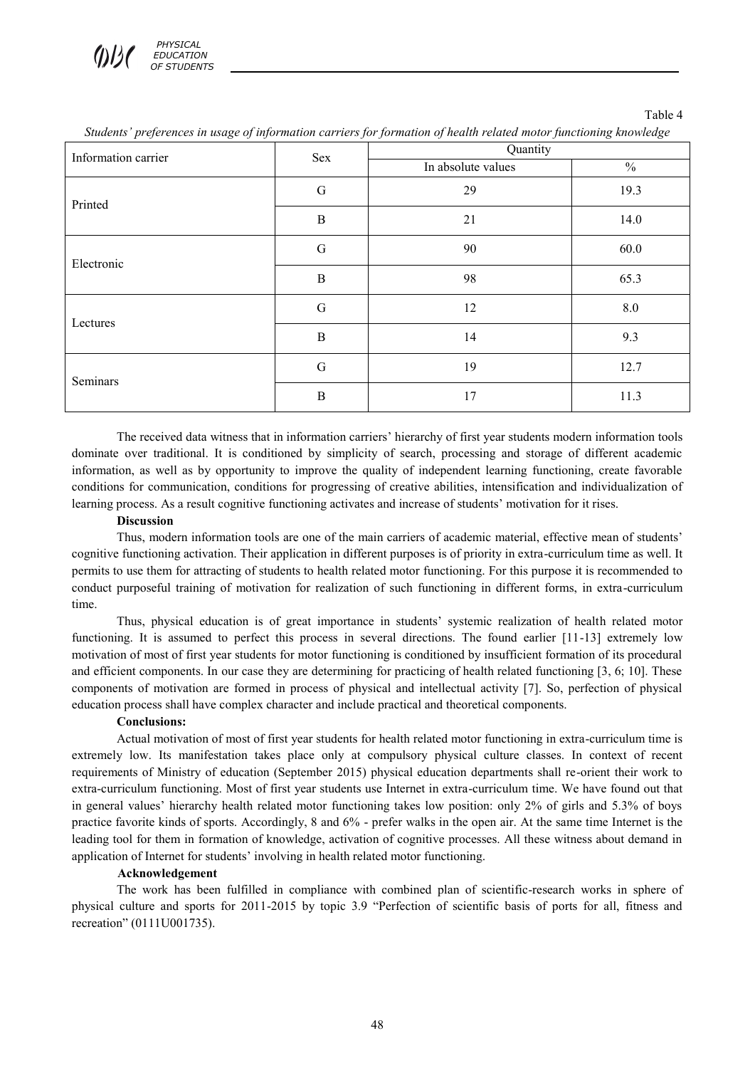Table 4

*Students' preferences in usage of information carriers for formation of health related motor functioning knowledge*

| Information carrier | Sex | Quantity | |
|---|---|---|---|
| | | In absolute values | % |
| Printed | G | 29 | 19.3 |
| | B | 21 | 14.0 |
| Electronic | G | 90 | 60.0 |
| | B | 98 | 65.3 |
| Lectures | G | 12 | 8.0 |
| | B | 14 | 9.3 |
| Seminars | G | 19 | 12.7 |
| | B | 17 | 11.3 |

The received data witness that in information carriers' hierarchy of first year students modern information tools dominate over traditional. It is conditioned by simplicity of search, processing and storage of different academic information, as well as by opportunity to improve the quality of independent learning functioning, create favorable conditions for communication, conditions for progressing of creative abilities, intensification and individualization of learning process. As a result cognitive functioning activates and increase of students' motivation for it rises.

**Discussion**

Thus, modern information tools are one of the main carriers of academic material, effective mean of students' cognitive functioning activation. Their application in different purposes is of priority in extra-curriculum time as well. It permits to use them for attracting of students to health related motor functioning. For this purpose it is recommended to conduct purposeful training of motivation for realization of such functioning in different forms, in extra-curriculum time.

Thus, physical education is of great importance in students' systemic realization of health related motor functioning. It is assumed to perfect this process in several directions. The found earlier [11-13] extremely low motivation of most of first year students for motor functioning is conditioned by insufficient formation of its procedural and efficient components. In our case they are determining for practicing of health related functioning [3, 6; 10]. These components of motivation are formed in process of physical and intellectual activity [7]. So, perfection of physical education process shall have complex character and include practical and theoretical components.

**Conclusions:**

Actual motivation of most of first year students for health related motor functioning in extra-curriculum time is extremely low. Its manifestation takes place only at compulsory physical culture classes. In context of recent requirements of Ministry of education (September 2015) physical education departments shall re-orient their work to extra-curriculum functioning. Most of first year students use Internet in extra-curriculum time. We have found out that in general values' hierarchy health related motor functioning takes low position: only 2% of girls and 5.3% of boys practice favorite kinds of sports. Accordingly, 8 and 6% - prefer walks in the open air. At the same time Internet is the leading tool for them in formation of knowledge, activation of cognitive processes. All these witness about demand in application of Internet for students' involving in health related motor functioning.

**Acknowledgement**

The work has been fulfilled in compliance with combined plan of scientific-research works in sphere of physical culture and sports for 2011-2015 by topic 3.9 "Perfection of scientific basis of ports for all, fitness and recreation" (0111U001735).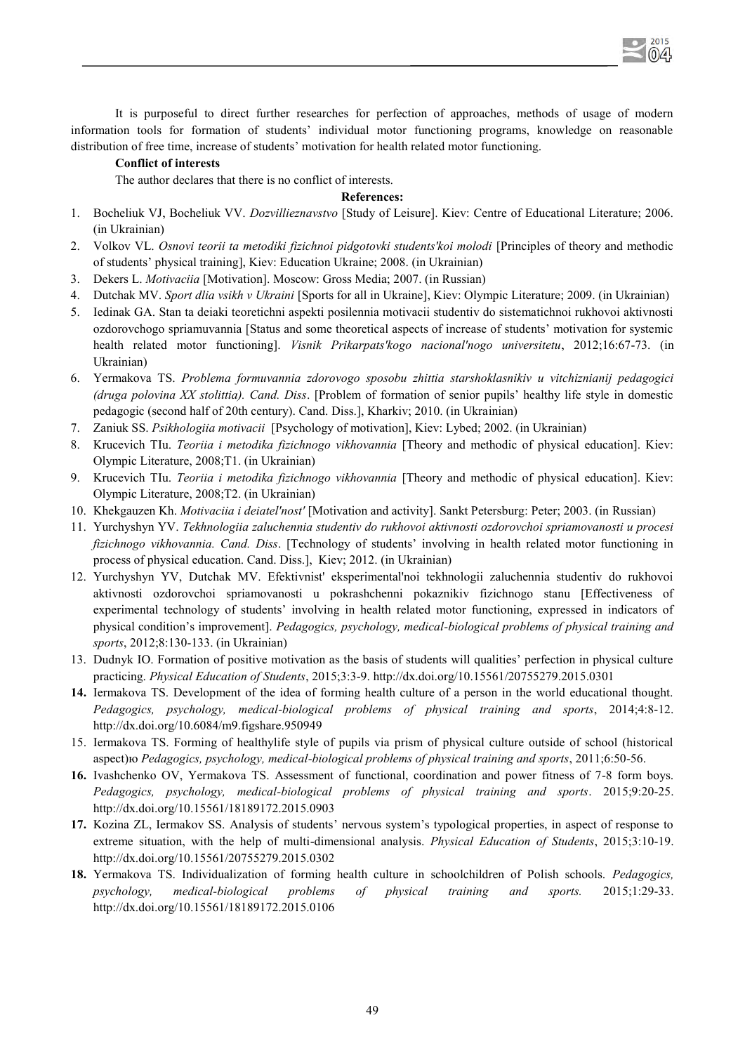It is purposeful to direct further researches for perfection of approaches, methods of usage of modern information tools for formation of students' individual motor functioning programs, knowledge on reasonable distribution of free time, increase of students' motivation for health related motor functioning.

**Conflict of interests**

The author declares that there is no conflict of interests.

**References:**

1. Bocheliuk VJ, Bocheliuk VV. *Dozvillieznavstvo* [Study of Leisure]. Kiev: Centre of Educational Literature; 2006. (in Ukrainian)
2. Volkov VL. *Osnovi teorii ta metodiki fizichnoi pidgotovki students'koi molodi* [Principles of theory and methodic of students' physical training], Kiev: Education Ukraine; 2008. (in Ukrainian)
3. Dekers L. *Motivaciia* [Motivation]. Moscow: Gross Media; 2007. (in Russian)
4. Dutchak MV. *Sport dlia vsikh v Ukraini* [Sports for all in Ukraine], Kiev: Olympic Literature; 2009. (in Ukrainian)
5. Iedinak GA. Stan ta deiaki teoretichni aspekti posilennia motivacii studentiv do sistematichnoi rukhovoi aktivnosti ozdorovchogo spriamuvannia [Status and some theoretical aspects of increase of students' motivation for systemic health related motor functioning]. *Visnik Prikarpats'kogo nacional'nogo universitetu*, 2012;16:67-73. (in Ukrainian)
6. Yermakova TS. *Problema formuvannia zdorovogo sposobu zhittia starshoklasnikiv u vitchiznianij pedagogici (druga polovina XX stolittia). Cand. Diss*. [Problem of formation of senior pupils' healthy life style in domestic pedagogic (second half of 20th century). Cand. Diss.], Kharkiv; 2010. (in Ukrainian)
7. Zaniuk SS. *Psikhologiia motivacii* [Psychology of motivation], Kiev: Lybed; 2002. (in Ukrainian)
8. Krucevich TIu. *Teoriia i metodika fizichnogo vikhovannia* [Theory and methodic of physical education]. Kiev: Olympic Literature, 2008;T1. (in Ukrainian)
9. Krucevich TIu. *Teoriia i metodika fizichnogo vikhovannia* [Theory and methodic of physical education]. Kiev: Olympic Literature, 2008;T2. (in Ukrainian)
10. Khekgauzen Kh. *Motivaciia i deiatel'nost'* [Motivation and activity]. Sankt Petersburg: Peter; 2003. (in Russian)
11. Yurchyshyn YV. *Tekhnologiia zaluchennia studentiv do rukhovoi aktivnosti ozdorovchoi spriamovanosti u procesi fizichnogo vikhovannia. Cand. Diss*. [Technology of students' involving in health related motor functioning in process of physical education. Cand. Diss.], Kiev; 2012. (in Ukrainian)
12. Yurchyshyn YV, Dutchak MV. Efektivnist' eksperimental'noi tekhnologii zaluchennia studentiv do rukhovoi aktivnosti ozdorovchoi spriamovanosti u pokrashchenni pokaznikiv fizichnogo stanu [Effectiveness of experimental technology of students' involving in health related motor functioning, expressed in indicators of physical condition's improvement]. *Pedagogics, psychology, medical-biological problems of physical training and sports*, 2012;8:130-133. (in Ukrainian)
13. Dudnyk IO. Formation of positive motivation as the basis of students will qualities' perfection in physical culture practicing. *Physical Education of Students*, 2015;3:3-9. http://dx.doi.org/10.15561/20755279.2015.0301
14. Iermakova TS. Development of the idea of forming health culture of a person in the world educational thought. *Pedagogics, psychology, medical-biological problems of physical training and sports*, 2014;4:8-12. http://dx.doi.org/10.6084/m9.figshare.950949
15. Iermakova TS. Forming of healthylife style of pupils via prism of physical culture outside of school (historical aspect)ю *Pedagogics, psychology, medical-biological problems of physical training and sports*, 2011;6:50-56.
16. Ivashchenko OV, Yermakova TS. Assessment of functional, coordination and power fitness of 7-8 form boys. *Pedagogics, psychology, medical-biological problems of physical training and sports*. 2015;9:20-25. http://dx.doi.org/10.15561/18189172.2015.0903
17. Kozina ZL, Iermakov SS. Analysis of students' nervous system's typological properties, in aspect of response to extreme situation, with the help of multi-dimensional analysis. *Physical Education of Students*, 2015;3:10-19. http://dx.doi.org/10.15561/20755279.2015.0302
18. Yermakova TS. Individualization of forming health culture in schoolchildren of Polish schools. *Pedagogics, psychology, medical-biological problems of physical training and sports.* 2015;1:29-33. http://dx.doi.org/10.15561/18189172.2015.0106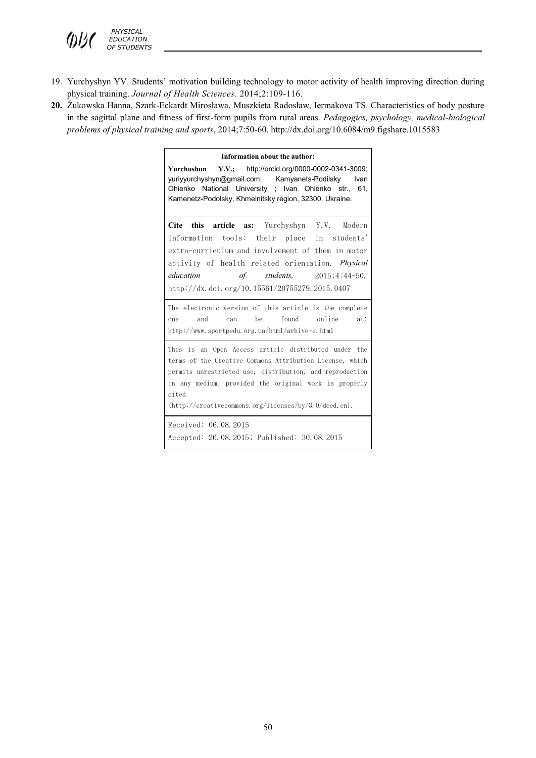19. Yurchyshyn YV. Students' motivation building technology to motor activity of health improving direction during physical training. *Journal of Health Sciences*. 2014;2:109-116.
20. Źukowska Hanna, Szark-Eckardt Mirosława, Muszkieta Radosław, Iermakova TS. Characteristics of body posture in the sagittal plane and fitness of first-form pupils from rural areas. *Pedagogics, psychology, medical-biological problems of physical training and sports*, 2014;7:50-60. http://dx.doi.org/10.6084/m9.figshare.1015583

**Information about the author:**

**Yurchushun Y.V.;** http://orcid.org/0000-0002-0341-3009; yuriyyurchyshyn@gmail.com; Kamyanets-Podilsky Ivan Ohienko National University ; Ivan Ohienko str., 61, Kamenetz-Podolsky, Khmelnitsky region, 32300, Ukraine.

**Cite this article as:** Yurchyshyn Y.V. Modern information tools: their place in students' extra-curriculum and involvement of them in motor activity of health related orientation. *Physical education of students,* 2015;4:44-50. http://dx.doi.org/10.15561/20755279.2015.0407

The electronic version of this article is the complete one and can be found online at: http://www.sportpedu.org.ua/html/arhive-e.html

This is an Open Access article distributed under the terms of the Creative Commons Attribution License, which permits unrestricted use, distribution, and reproduction in any medium, provided the original work is properly cited (http://creativecommons.org/licenses/by/3.0/deed.en).

Received: 06.08.2015
Accepted: 26.08.2015; Published: 30.08.2015